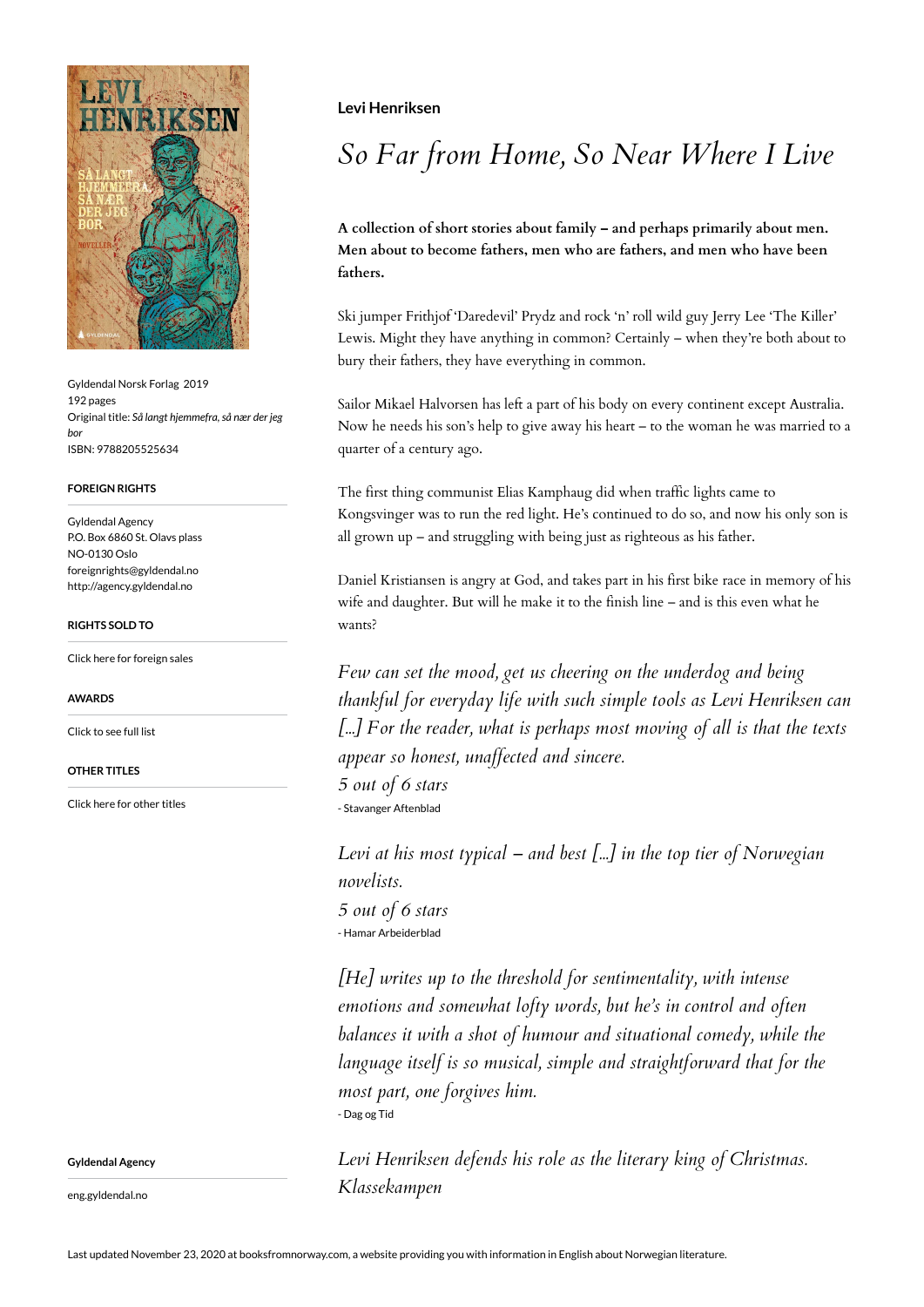Gyldendal Norsk Forlag 2019
192 pages
Original title: *Så langt hjemmefra, så nær der jeg bor*
ISBN: 9788205525634

#### FOREIGN RIGHTS

Gyldendal Agency
P.O. Box 6860 St. Olavs plass
NO-0130 Oslo
foreignrights@gyldendal.no
http://agency.gyldendal.no

#### RIGHTS SOLD TO

Click here for foreign sales

#### AWARDS

Click to see full list

#### OTHER TITLES

Click here for other titles

**Gyldendal Agency**

eng.gyldendal.no

**Levi Henriksen**

# *So Far from Home, So Near Where I Live*

**A collection of short stories about family – and perhaps primarily about men. Men about to become fathers, men who are fathers, and men who have been fathers.**

Ski jumper Frithjof 'Daredevil' Prydz and rock 'n' roll wild guy Jerry Lee 'The Killer' Lewis. Might they have anything in common? Certainly – when they're both about to bury their fathers, they have everything in common.

Sailor Mikael Halvorsen has left a part of his body on every continent except Australia. Now he needs his son's help to give away his heart – to the woman he was married to a quarter of a century ago.

The first thing communist Elias Kamphaug did when traffic lights came to Kongsvinger was to run the red light. He's continued to do so, and now his only son is all grown up – and struggling with being just as righteous as his father.

Daniel Kristiansen is angry at God, and takes part in his first bike race in memory of his wife and daughter. But will he make it to the finish line – and is this even what he wants?

*Few can set the mood, get us cheering on the underdog and being thankful for everyday life with such simple tools as Levi Henriksen can [...] For the reader, what is perhaps most moving of all is that the texts appear so honest, unaffected and sincere.*
*5 out of 6 stars*
- Stavanger Aftenblad

*Levi at his most typical – and best [...] in the top tier of Norwegian novelists.*
*5 out of 6 stars*
- Hamar Arbeiderblad

*[He] writes up to the threshold for sentimentality, with intense emotions and somewhat lofty words, but he's in control and often balances it with a shot of humour and situational comedy, while the language itself is so musical, simple and straightforward that for the most part, one forgives him.*
- Dag og Tid

*Levi Henriksen defends his role as the literary king of Christmas.*
*Klassekampen*

Last updated November 23, 2020 at booksfromnorway.com, a website providing you with information in English about Norwegian literature.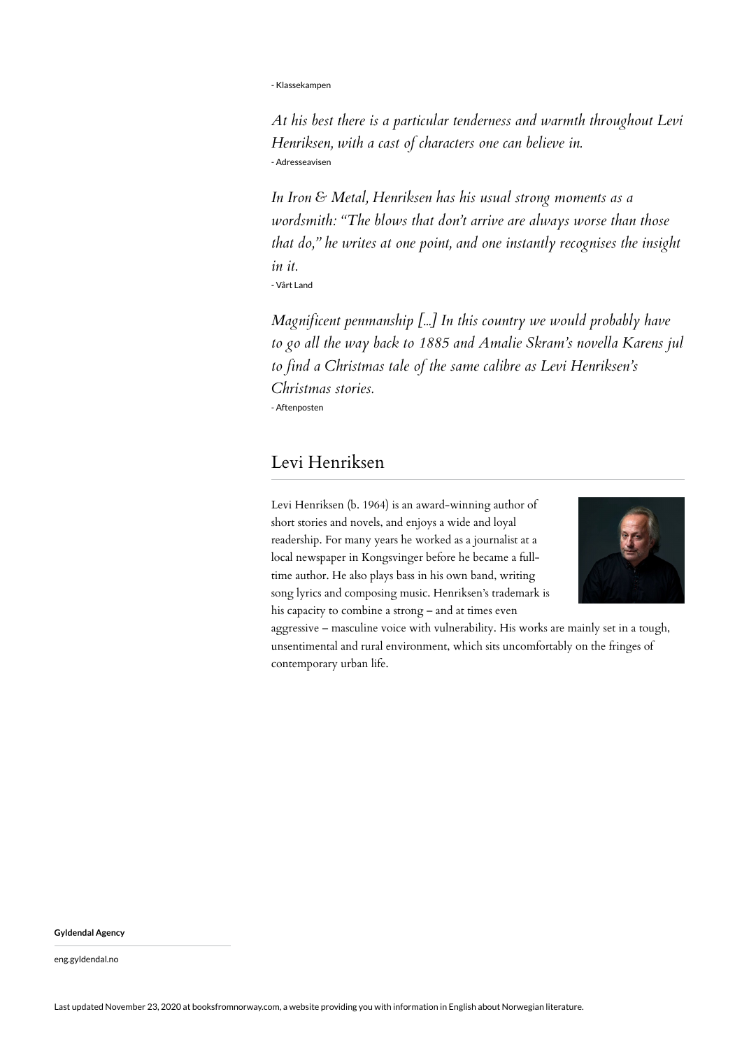- Klassekampen

*At his best there is a particular tenderness and warmth throughout Levi Henriksen, with a cast of characters one can believe in.*

- Adresseavisen

*In Iron & Metal, Henriksen has his usual strong moments as a wordsmith: "The blows that don't arrive are always worse than those that do," he writes at one point, and one instantly recognises the insight in it.*

- Vårt Land

*Magnificent penmanship [...] In this country we would probably have to go all the way back to 1885 and Amalie Skram's novella Karens jul to find a Christmas tale of the same calibre as Levi Henriksen's Christmas stories.*

- Aftenposten

## Levi Henriksen

Levi Henriksen (b. 1964) is an award-winning author of short stories and novels, and enjoys a wide and loyal readership. For many years he worked as a journalist at a local newspaper in Kongsvinger before he became a full-time author. He also plays bass in his own band, writing song lyrics and composing music. Henriksen's trademark is his capacity to combine a strong – and at times even aggressive – masculine voice with vulnerability. His works are mainly set in a tough, unsentimental and rural environment, which sits uncomfortably on the fringes of contemporary urban life.

**Gyldendal Agency**

eng.gyldendal.no

Last updated November 23, 2020 at booksfromnorway.com, a website providing you with information in English about Norwegian literature.